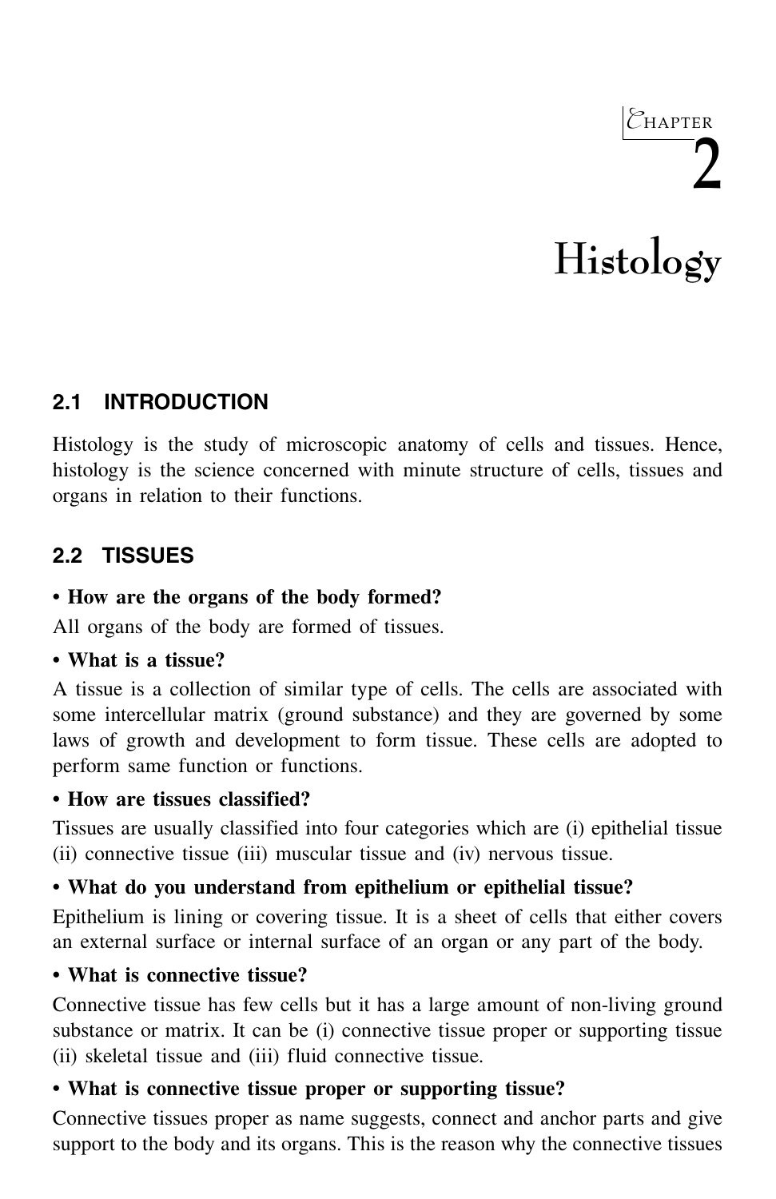# Chapter 2

# Histology

## 2.1 INTRODUCTION

Histology is the study of microscopic anatomy of cells and tissues. Hence, histology is the science concerned with minute structure of cells, tissues and organs in relation to their functions.

## 2.2 TISSUES

**• How are the organs of the body formed?**

All organs of the body are formed of tissues.

**• What is a tissue?**

A tissue is a collection of similar type of cells. The cells are associated with some intercellular matrix (ground substance) and they are governed by some laws of growth and development to form tissue. These cells are adopted to perform same function or functions.

**• How are tissues classified?**

Tissues are usually classified into four categories which are (i) epithelial tissue (ii) connective tissue (iii) muscular tissue and (iv) nervous tissue.

**• What do you understand from epithelium or epithelial tissue?**

Epithelium is lining or covering tissue. It is a sheet of cells that either covers an external surface or internal surface of an organ or any part of the body.

**• What is connective tissue?**

Connective tissue has few cells but it has a large amount of non-living ground substance or matrix. It can be (i) connective tissue proper or supporting tissue (ii) skeletal tissue and (iii) fluid connective tissue.

**• What is connective tissue proper or supporting tissue?**

Connective tissues proper as name suggests, connect and anchor parts and give support to the body and its organs. This is the reason why the connective tissues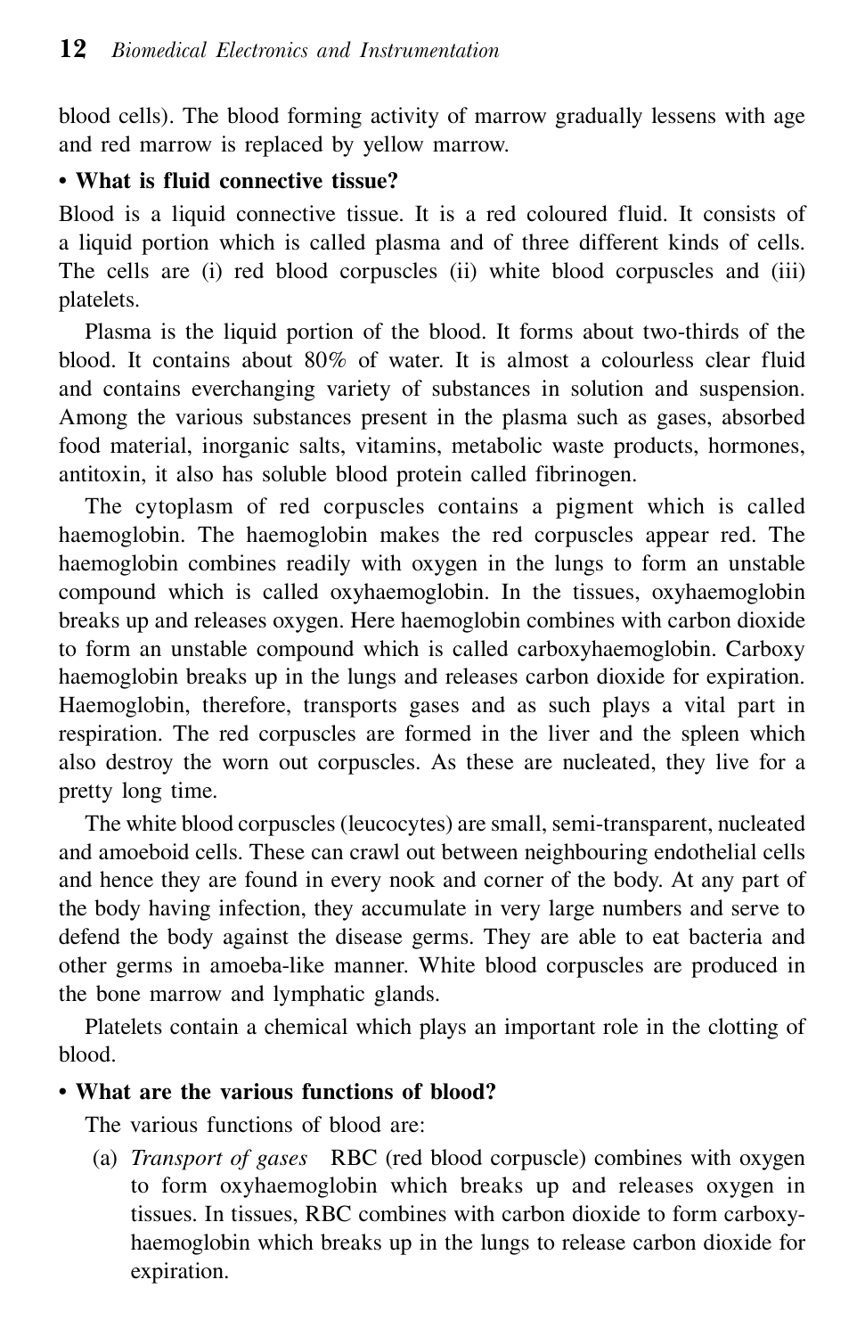blood cells). The blood forming activity of marrow gradually lessens with age and red marrow is replaced by yellow marrow.

**• What is fluid connective tissue?**

Blood is a liquid connective tissue. It is a red coloured fluid. It consists of a liquid portion which is called plasma and of three different kinds of cells. The cells are (i) red blood corpuscles (ii) white blood corpuscles and (iii) platelets.

Plasma is the liquid portion of the blood. It forms about two-thirds of the blood. It contains about 80% of water. It is almost a colourless clear fluid and contains everchanging variety of substances in solution and suspension. Among the various substances present in the plasma such as gases, absorbed food material, inorganic salts, vitamins, metabolic waste products, hormones, antitoxin, it also has soluble blood protein called fibrinogen.

The cytoplasm of red corpuscles contains a pigment which is called haemoglobin. The haemoglobin makes the red corpuscles appear red. The haemoglobin combines readily with oxygen in the lungs to form an unstable compound which is called oxyhaemoglobin. In the tissues, oxyhaemoglobin breaks up and releases oxygen. Here haemoglobin combines with carbon dioxide to form an unstable compound which is called carboxyhaemoglobin. Carboxy haemoglobin breaks up in the lungs and releases carbon dioxide for expiration. Haemoglobin, therefore, transports gases and as such plays a vital part in respiration. The red corpuscles are formed in the liver and the spleen which also destroy the worn out corpuscles. As these are nucleated, they live for a pretty long time.

The white blood corpuscles (leucocytes) are small, semi-transparent, nucleated and amoeboid cells. These can crawl out between neighbouring endothelial cells and hence they are found in every nook and corner of the body. At any part of the body having infection, they accumulate in very large numbers and serve to defend the body against the disease germs. They are able to eat bacteria and other germs in amoeba-like manner. White blood corpuscles are produced in the bone marrow and lymphatic glands.

Platelets contain a chemical which plays an important role in the clotting of blood.

**• What are the various functions of blood?**

The various functions of blood are:

(a) *Transport of gases* RBC (red blood corpuscle) combines with oxygen to form oxyhaemoglobin which breaks up and releases oxygen in tissues. In tissues, RBC combines with carbon dioxide to form carboxy-haemoglobin which breaks up in the lungs to release carbon dioxide for expiration.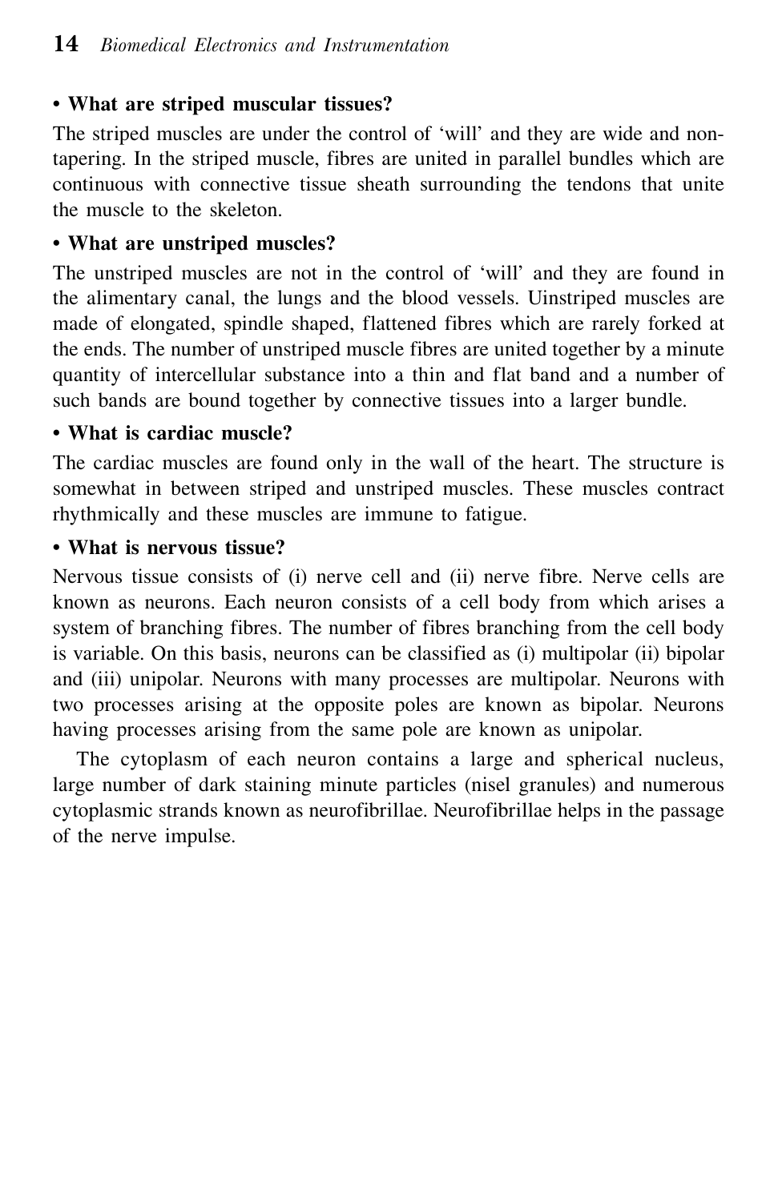**• What are striped muscular tissues?**

The striped muscles are under the control of 'will' and they are wide and non-tapering. In the striped muscle, fibres are united in parallel bundles which are continuous with connective tissue sheath surrounding the tendons that unite the muscle to the skeleton.

**• What are unstriped muscles?**

The unstriped muscles are not in the control of 'will' and they are found in the alimentary canal, the lungs and the blood vessels. Uinstriped muscles are made of elongated, spindle shaped, flattened fibres which are rarely forked at the ends. The number of unstriped muscle fibres are united together by a minute quantity of intercellular substance into a thin and flat band and a number of such bands are bound together by connective tissues into a larger bundle.

**• What is cardiac muscle?**

The cardiac muscles are found only in the wall of the heart. The structure is somewhat in between striped and unstriped muscles. These muscles contract rhythmically and these muscles are immune to fatigue.

**• What is nervous tissue?**

Nervous tissue consists of (i) nerve cell and (ii) nerve fibre. Nerve cells are known as neurons. Each neuron consists of a cell body from which arises a system of branching fibres. The number of fibres branching from the cell body is variable. On this basis, neurons can be classified as (i) multipolar (ii) bipolar and (iii) unipolar. Neurons with many processes are multipolar. Neurons with two processes arising at the opposite poles are known as bipolar. Neurons having processes arising from the same pole are known as unipolar.

The cytoplasm of each neuron contains a large and spherical nucleus, large number of dark staining minute particles (nisel granules) and numerous cytoplasmic strands known as neurofibrillae. Neurofibrillae helps in the passage of the nerve impulse.